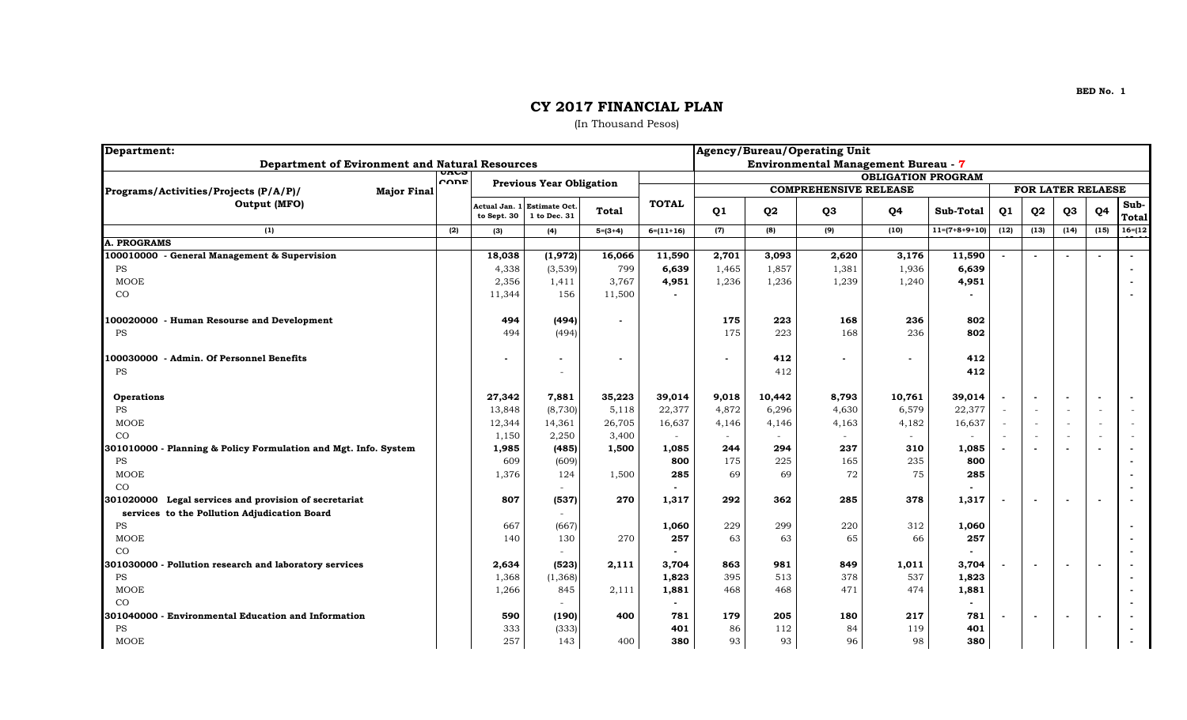BED No. 1

# CY 2017 FINANCIAL PLAN

(In Thousand Pesos)

| Department: Department of Evironment and Natural Resources | | | | | | Agency/Bureau/Operating Unit: Environmental Management Bureau - 7 | | | | | | | | | |
|---|---|---|---|---|---|---|---|---|---|---|---|---|---|---|---|
| Programs/Activities/Projects (P/A/P)/ Major Final Output (MFO) | UACS CODE | Previous Year Obligation | | | TOTAL | OBLIGATION PROGRAM | | | | | | | | | |
| | | | | | | COMPREHENSIVE RELEASE | | | | | FOR LATER RELAESE | | | | |
| | | Actual Jan. 1 to Sept. 30 | Estimate Oct. 1 to Dec. 31 | Total | | Q1 | Q2 | Q3 | Q4 | Sub-Total | Q1 | Q2 | Q3 | Q4 | Sub-Total |
| (1) | (2) | (3) | (4) | 5=(3+4) | 6=(11+16) | (7) | (8) | (9) | (10) | 11=(7+8+9+10) | (12) | (13) | (14) | (15) | 16=(12... |
| **A. PROGRAMS** | | | | | | | | | | | | | | | |
| **100010000 - General Management & Supervision** | | **18,038** | **(1,972)** | **16,066** | **11,590** | **2,701** | **3,093** | **2,620** | **3,176** | **11,590** | **-** | **-** | **-** | **-** | **-** |
| PS | | 4,338 | (3,539) | 799 | **6,639** | 1,465 | 1,857 | 1,381 | 1,936 | **6,639** | | | | | **-** |
| MOOE | | 2,356 | 1,411 | 3,767 | **4,951** | 1,236 | 1,236 | 1,239 | 1,240 | **4,951** | | | | | **-** |
| CO | | 11,344 | 156 | 11,500 | **-** | | | | | **-** | | | | | **-** |
| **100020000 - Human Resourse and Development** | | **494** | **(494)** | **-** | | **175** | **223** | **168** | **236** | **802** | | | | | |
| PS | | 494 | (494) | | | 175 | 223 | 168 | 236 | **802** | | | | | |
| **100030000 - Admin. Of Personnel Benefits** | | **-** | **-** | **-** | | **-** | **412** | **-** | **-** | **412** | | | | | |
| PS | | | - | | | | 412 | | | **412** | | | | | |
| **Operations** | | **27,342** | **7,881** | **35,223** | **39,014** | **9,018** | **10,442** | **8,793** | **10,761** | **39,014** | **-** | **-** | **-** | **-** | **-** |
| PS | | 13,848 | (8,730) | 5,118 | 22,377 | 4,872 | 6,296 | 4,630 | 6,579 | 22,377 | - | - | - | - | - |
| MOOE | | 12,344 | 14,361 | 26,705 | 16,637 | 4,146 | 4,146 | 4,163 | 4,182 | 16,637 | - | - | - | - | - |
| CO | | 1,150 | 2,250 | 3,400 | - | - | - | - | - | - | - | - | - | - | - |
| **301010000 - Planning & Policy Formulation and Mgt. Info. System** | | **1,985** | **(485)** | **1,500** | **1,085** | **244** | **294** | **237** | **310** | **1,085** | **-** | **-** | **-** | **-** | **-** |
| PS | | 609 | (609) | | **800** | 175 | 225 | 165 | 235 | **800** | | | | | **-** |
| MOOE | | 1,376 | 124 | 1,500 | **285** | 69 | 69 | 72 | 75 | **285** | | | | | **-** |
| CO | | | - | | **-** | | | | | **-** | | | | | **-** |
| **301020000 Legal services and provision of secretariat services to the Pollution Adjudication Board** | | **807** | **(537)** | **270** | **1,317** | **292** | **362** | **285** | **378** | **1,317** | **-** | **-** | **-** | **-** | **-** |
| PS | | 667 | (667) | | **1,060** | 229 | 299 | 220 | 312 | **1,060** | | | | | **-** |
| MOOE | | 140 | 130 | 270 | **257** | 63 | 63 | 65 | 66 | **257** | | | | | **-** |
| CO | | | - | | **-** | | | | | **-** | | | | | **-** |
| **301030000 - Pollution research and laboratory services** | | **2,634** | **(523)** | **2,111** | **3,704** | **863** | **981** | **849** | **1,011** | **3,704** | **-** | **-** | **-** | **-** | **-** |
| PS | | 1,368 | (1,368) | | **1,823** | 395 | 513 | 378 | 537 | **1,823** | | | | | **-** |
| MOOE | | 1,266 | 845 | 2,111 | **1,881** | 468 | 468 | 471 | 474 | **1,881** | | | | | **-** |
| CO | | | - | | **-** | | | | | **-** | | | | | **-** |
| **301040000 - Environmental Education and Information** | | **590** | **(190)** | **400** | **781** | **179** | **205** | **180** | **217** | **781** | **-** | **-** | **-** | **-** | **-** |
| PS | | 333 | (333) | | **401** | 86 | 112 | 84 | 119 | **401** | | | | | **-** |
| MOOE | | 257 | 143 | 400 | **380** | 93 | 93 | 96 | 98 | **380** | | | | | **-** |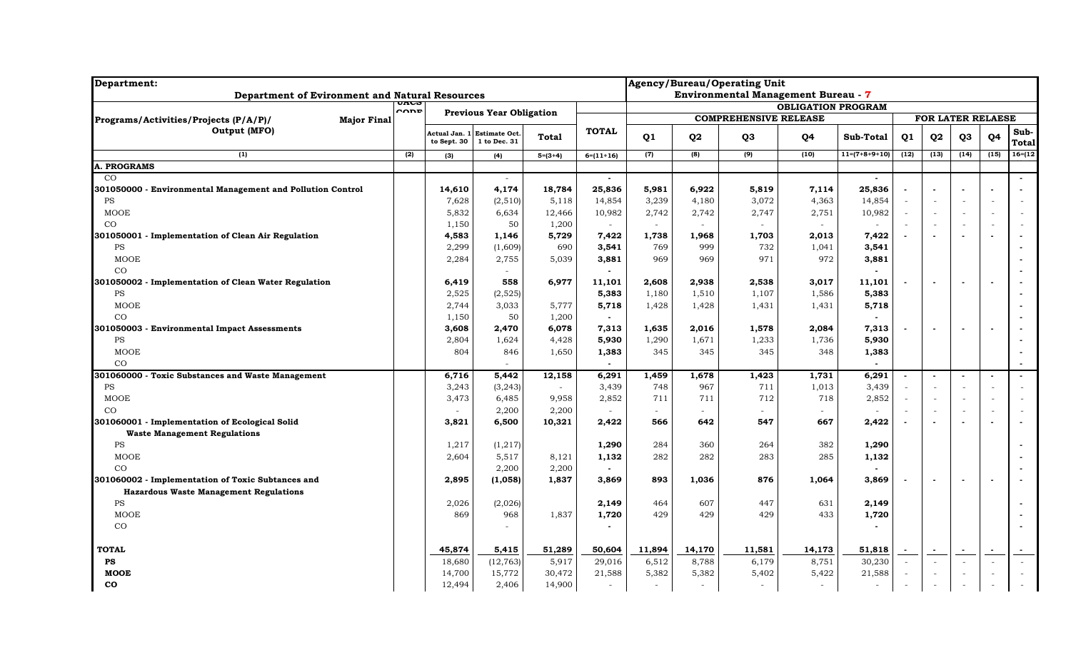| Department: Department of Evironment and Natural Resources | | | | | | Agency/Bureau/Operating Unit Environmental Management Bureau - 7 | | | | | | | | | | |
|---|---|---|---|---|---|---|---|---|---|---|---|---|---|---|---|---|
| Programs/Activities/Projects (P/A/P)/ Major Final Output (MFO) | UACS CODE | Previous Year Obligation | | | | OBLIGATION PROGRAM | | | | | | | | | | |
| | | | | | | COMPREHENSIVE RELEASE | | | | | FOR LATER RELAESE | | | | | |
| | | Actual Jan. 1 to Sept. 30 | Estimate Oct. 1 to Dec. 31 | Total | TOTAL | Q1 | Q2 | Q3 | Q4 | Sub-Total | Q1 | Q2 | Q3 | Q4 | Sub-Total |
| (1) | (2) | (3) | (4) | 5=(3+4) | 6=(11+16) | (7) | (8) | (9) | (10) | 11=(7+8+9+10) | (12) | (13) | (14) | (15) | 16=(12 |
| **A. PROGRAMS** | | | | | | | | | | | | | | | |
| CO | | | - | | - | | | | | - | | | | | - |
| **301050000 - Environmental Management and Pollution Control** | | **14,610** | **4,174** | **18,784** | **25,836** | **5,981** | **6,922** | **5,819** | **7,114** | **25,836** | - | - | - | - | - |
| PS | | 7,628 | (2,510) | 5,118 | 14,854 | 3,239 | 4,180 | 3,072 | 4,363 | 14,854 | - | - | - | - | - |
| MOOE | | 5,832 | 6,634 | 12,466 | 10,982 | 2,742 | 2,742 | 2,747 | 2,751 | 10,982 | - | - | - | - | - |
| CO | | 1,150 | 50 | 1,200 | - | - | - | - | - | - | - | - | - | - | - |
| **301050001 - Implementation of Clean Air Regulation** | | **4,583** | **1,146** | **5,729** | **7,422** | **1,738** | **1,968** | **1,703** | **2,013** | **7,422** | - | - | - | - | - |
| PS | | 2,299 | (1,609) | 690 | **3,541** | 769 | 999 | 732 | 1,041 | **3,541** | | | | | - |
| MOOE | | 2,284 | 2,755 | 5,039 | **3,881** | 969 | 969 | 971 | 972 | **3,881** | | | | | - |
| CO | | | - | | - | | | | | - | | | | | - |
| **301050002 - Implementation of Clean Water Regulation** | | **6,419** | **558** | **6,977** | **11,101** | **2,608** | **2,938** | **2,538** | **3,017** | **11,101** | - | - | - | - | - |
| PS | | 2,525 | (2,525) | | **5,383** | 1,180 | 1,510 | 1,107 | 1,586 | **5,383** | | | | | - |
| MOOE | | 2,744 | 3,033 | 5,777 | **5,718** | 1,428 | 1,428 | 1,431 | 1,431 | **5,718** | | | | | - |
| CO | | 1,150 | 50 | 1,200 | - | | | | | - | | | | | - |
| **301050003 - Environmental Impact Assessments** | | **3,608** | **2,470** | **6,078** | **7,313** | **1,635** | **2,016** | **1,578** | **2,084** | **7,313** | - | - | - | - | - |
| PS | | 2,804 | 1,624 | 4,428 | **5,930** | 1,290 | 1,671 | 1,233 | 1,736 | **5,930** | | | | | - |
| MOOE | | 804 | 846 | 1,650 | **1,383** | 345 | 345 | 345 | 348 | **1,383** | | | | | - |
| CO | | | - | | - | | | | | - | | | | | - |
| **301060000 - Toxic Substances and Waste Management** | | **6,716** | **5,442** | **12,158** | **6,291** | **1,459** | **1,678** | **1,423** | **1,731** | **6,291** | - | - | - | - | - |
| PS | | 3,243 | (3,243) | - | 3,439 | 748 | 967 | 711 | 1,013 | 3,439 | - | - | - | - | - |
| MOOE | | 3,473 | 6,485 | 9,958 | 2,852 | 711 | 711 | 712 | 718 | 2,852 | - | - | - | - | - |
| CO | | - | 2,200 | 2,200 | - | - | - | - | - | - | - | - | - | - | - |
| **301060001 - Implementation of Ecological Solid Waste Management Regulations** | | **3,821** | **6,500** | **10,321** | **2,422** | **566** | **642** | **547** | **667** | **2,422** | - | - | - | - | - |
| PS | | 1,217 | (1,217) | | **1,290** | 284 | 360 | 264 | 382 | **1,290** | | | | | - |
| MOOE | | 2,604 | 5,517 | 8,121 | **1,132** | 282 | 282 | 283 | 285 | **1,132** | | | | | - |
| CO | | | 2,200 | 2,200 | - | | | | | - | | | | | - |
| **301060002 - Implementation of Toxic Subtances and Hazardous Waste Management Regulations** | | **2,895** | **(1,058)** | **1,837** | **3,869** | **893** | **1,036** | **876** | **1,064** | **3,869** | - | - | - | - | - |
| PS | | 2,026 | (2,026) | | **2,149** | 464 | 607 | 447 | 631 | **2,149** | | | | | - |
| MOOE | | 869 | 968 | 1,837 | **1,720** | 429 | 429 | 429 | 433 | **1,720** | | | | | - |
| CO | | | - | | - | | | | | - | | | | | - |
| **TOTAL** | | **45,874** | **5,415** | **51,289** | **50,604** | **11,894** | **14,170** | **11,581** | **14,173** | **51,818** | - | - | - | - | - |
| **PS** | | 18,680 | (12,763) | 5,917 | 29,016 | 6,512 | 8,788 | 6,179 | 8,751 | 30,230 | - | - | - | - | - |
| **MOOE** | | 14,700 | 15,772 | 30,472 | 21,588 | 5,382 | 5,382 | 5,402 | 5,422 | 21,588 | - | - | - | - | - |
| **CO** | | 12,494 | 2,406 | 14,900 | - | - | - | - | - | - | - | - | - | - | - |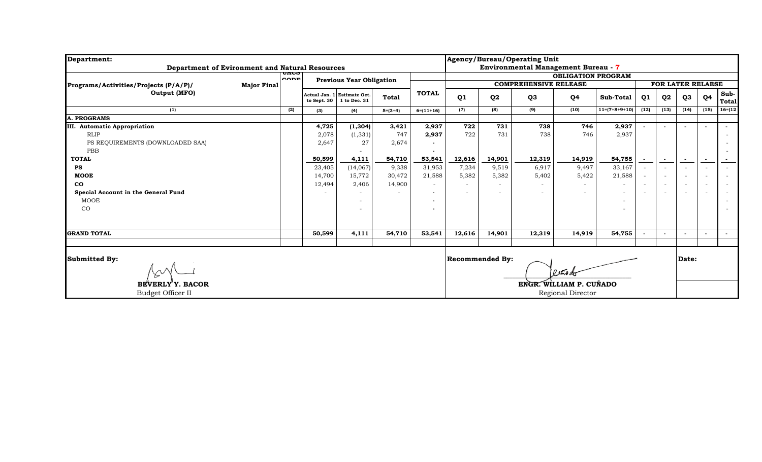| Department: Department of Evironment and Natural Resources | | | | | | Agency/Bureau/Operating Unit Environmental Management Bureau - 7 | | | | | | | | | |
|---|---|---|---|---|---|---|---|---|---|---|---|---|---|---|---|
| Programs/Activities/Projects (P/A/P)/ Major Final Output (MFO) | UACS CODE | Previous Year Obligation | | | TOTAL | OBLIGATION PROGRAM | | | | | | | | | |
| | | | | | | COMPREHENSIVE RELEASE | | | | | FOR LATER RELAESE | | | | |
| | | Actual Jan. 1 to Sept. 30 | Estimate Oct. 1 to Dec. 31 | Total | | Q1 | Q2 | Q3 | Q4 | Sub-Total | Q1 | Q2 | Q3 | Q4 | Sub-Total |
| (1) | (2) | (3) | (4) | 5=(3+4) | 6=(11+16) | (7) | (8) | (9) | (10) | 11=(7+8+9+10) | (12) | (13) | (14) | (15) | 16=(12 |
| **A. PROGRAMS** | | | | | | | | | | | | | | | |
| **III. Automatic Appropriation** | | **4,725** | **(1,304)** | **3,421** | **2,937** | **722** | **731** | **738** | **746** | **2,937** | - | - | - | - | - |
| RLIP | | 2,078 | (1,331) | 747 | **2,937** | 722 | 731 | 738 | 746 | 2,937 | | | | | - |
| PS REQUIREMENTS (DOWNLOADED SAA) | | 2,647 | 27 | 2,674 | - | | | | | | | | | | - |
| PBB | | | - | | - | | | | | | | | | | - |
| **TOTAL** | | **50,599** | **4,111** | **54,710** | **53,541** | **12,616** | **14,901** | **12,319** | **14,919** | **54,755** | - | - | - | - | - |
| **PS** | | 23,405 | (14,067) | 9,338 | 31,953 | 7,234 | 9,519 | 6,917 | 9,497 | 33,167 | - | - | - | - | - |
| **MOOE** | | 14,700 | 15,772 | 30,472 | 21,588 | 5,382 | 5,382 | 5,402 | 5,422 | 21,588 | - | - | - | - | - |
| **CO** | | 12,494 | 2,406 | 14,900 | - | - | - | - | - | - | - | - | - | - | - |
| **Special Account in the General Fund** | | - | - | - | - | - | - | - | - | - | - | - | - | - | - |
| MOOE | | | - | | - | | | | | - | | | | | - |
| CO | | | - | | - | | | | | - | | | | | - |
| **GRAND TOTAL** | | **50,599** | **4,111** | **54,710** | **53,541** | **12,616** | **14,901** | **12,319** | **14,919** | **54,755** | - | - | - | - | - |

**Submitted By:**

**BEVERLY Y. BACOR**
Budget Officer II

**Recommended By:**

**ENGR. WILLIAM P. CUÑADO**
Regional Director

**Date:**